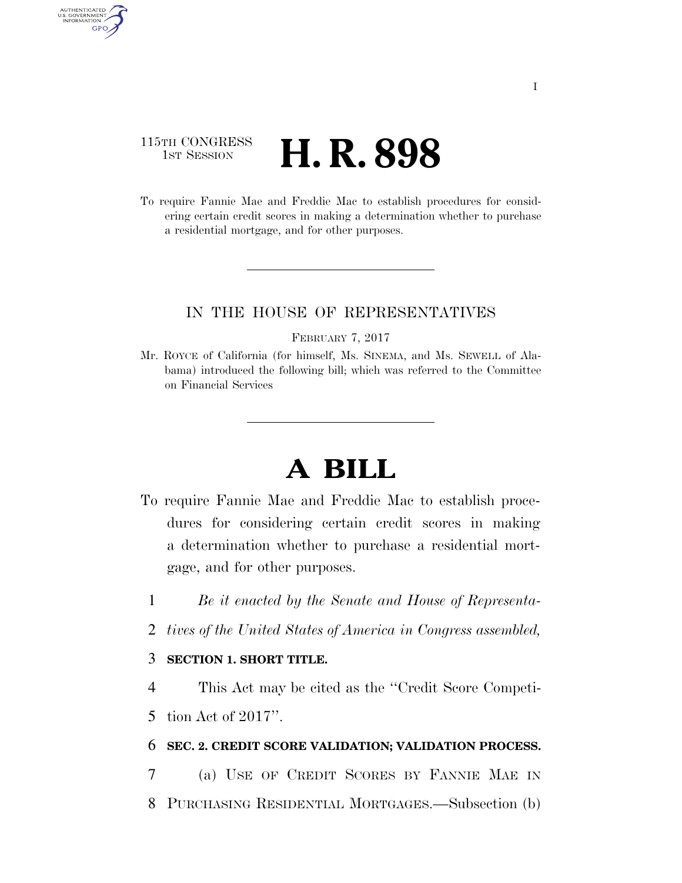115TH CONGRESS
1ST SESSION

# H. R. 898

To require Fannie Mae and Freddie Mac to establish procedures for considering certain credit scores in making a determination whether to purchase a residential mortgage, and for other purposes.

---

IN THE HOUSE OF REPRESENTATIVES

FEBRUARY 7, 2017

Mr. ROYCE of California (for himself, Ms. SINEMA, and Ms. SEWELL of Alabama) introduced the following bill; which was referred to the Committee on Financial Services

---

# A BILL

To require Fannie Mae and Freddie Mac to establish procedures for considering certain credit scores in making a determination whether to purchase a residential mortgage, and for other purposes.

1 *Be it enacted by the Senate and House of Representa-*
2 *tives of the United States of America in Congress assembled,*

3 **SECTION 1. SHORT TITLE.**

4 This Act may be cited as the "Credit Score Competi-
5 tion Act of 2017".

6 **SEC. 2. CREDIT SCORE VALIDATION; VALIDATION PROCESS.**

7 (a) USE OF CREDIT SCORES BY FANNIE MAE IN
8 PURCHASING RESIDENTIAL MORTGAGES.—Subsection (b)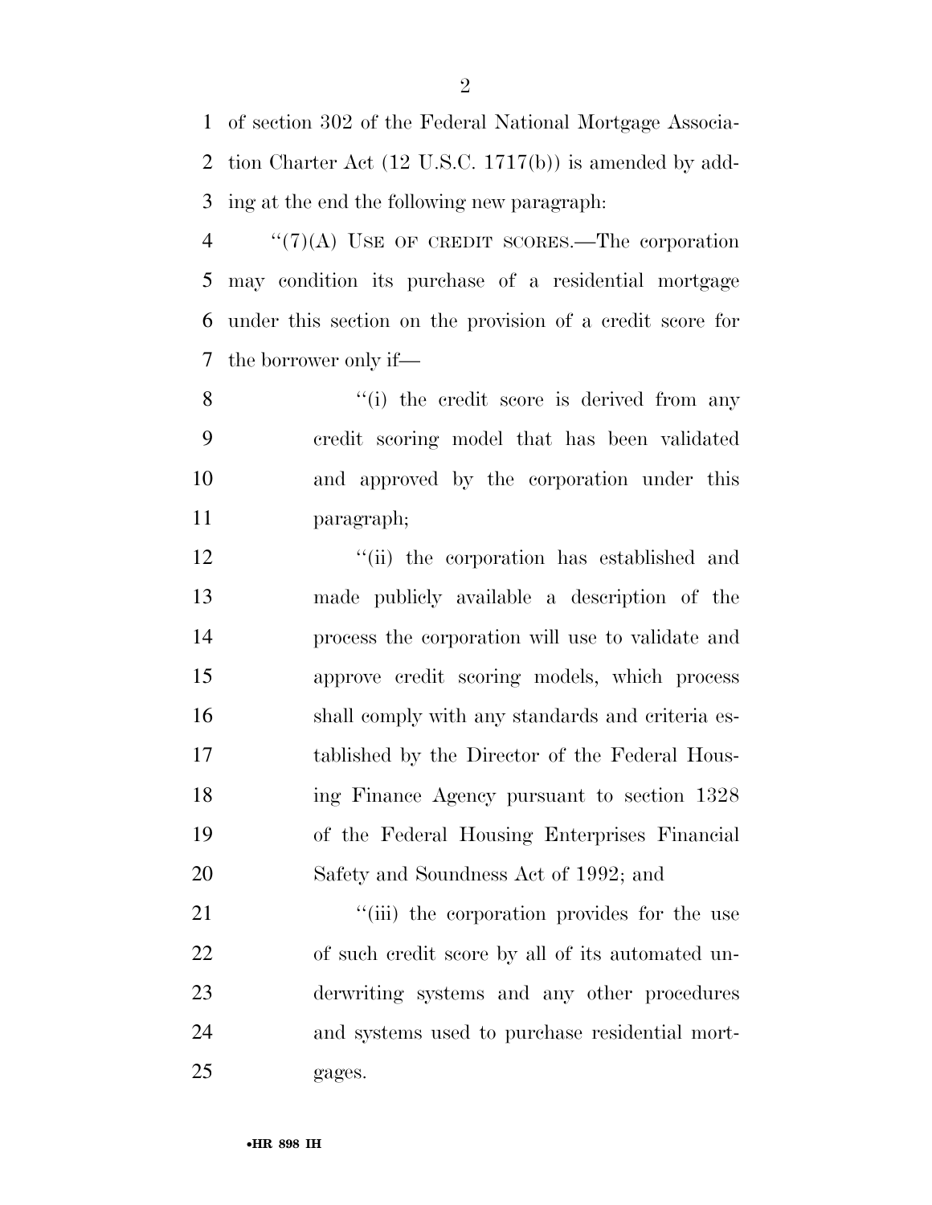of section 302 of the Federal National Mortgage Association Charter Act (12 U.S.C. 1717(b)) is amended by adding at the end the following new paragraph:

"(7)(A) USE OF CREDIT SCORES.—The corporation may condition its purchase of a residential mortgage under this section on the provision of a credit score for the borrower only if—

"(i) the credit score is derived from any credit scoring model that has been validated and approved by the corporation under this paragraph;

"(ii) the corporation has established and made publicly available a description of the process the corporation will use to validate and approve credit scoring models, which process shall comply with any standards and criteria established by the Director of the Federal Housing Finance Agency pursuant to section 1328 of the Federal Housing Enterprises Financial Safety and Soundness Act of 1992; and

"(iii) the corporation provides for the use of such credit score by all of its automated underwriting systems and any other procedures and systems used to purchase residential mortgages.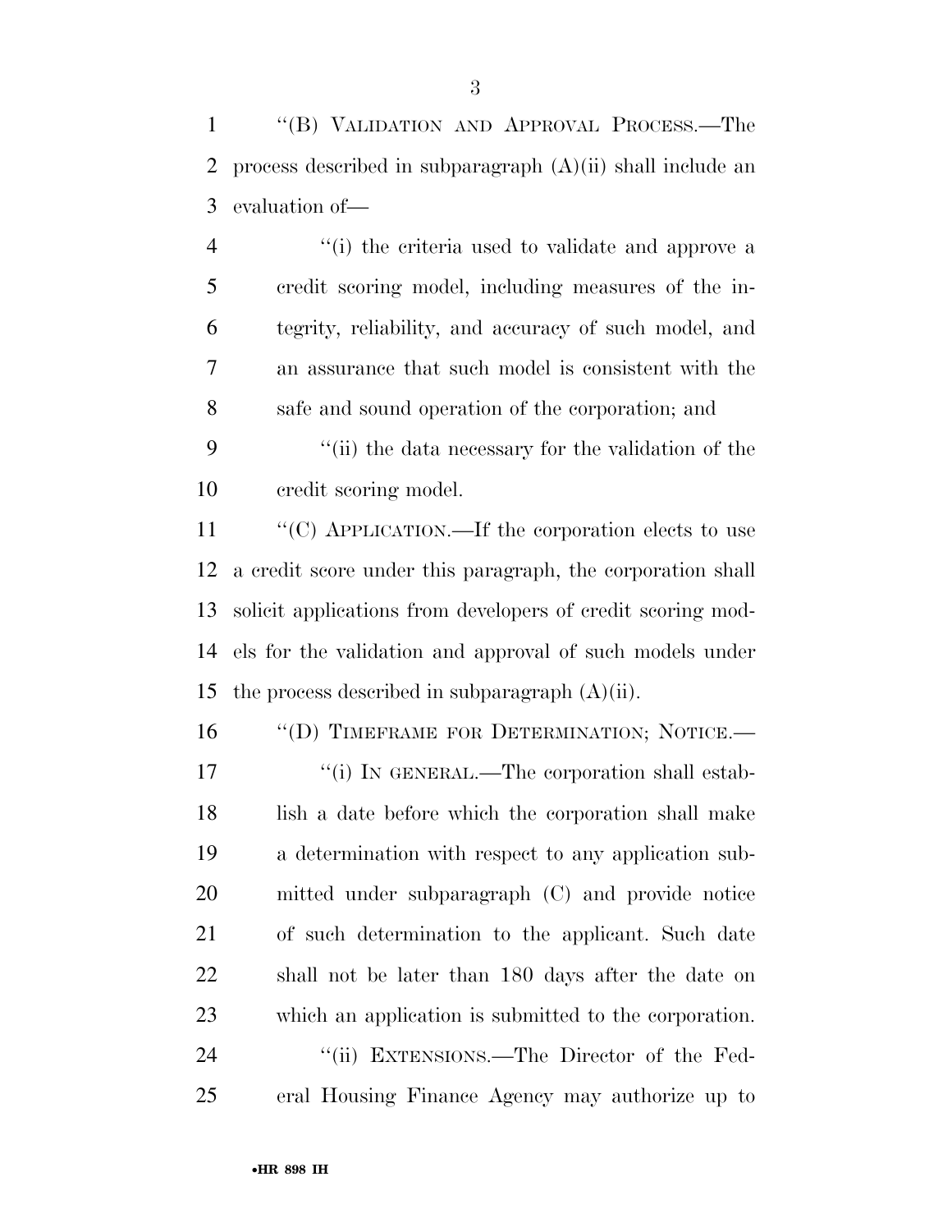"(B) VALIDATION AND APPROVAL PROCESS.—The process described in subparagraph (A)(ii) shall include an evaluation of—

"(i) the criteria used to validate and approve a credit scoring model, including measures of the integrity, reliability, and accuracy of such model, and an assurance that such model is consistent with the safe and sound operation of the corporation; and

"(ii) the data necessary for the validation of the credit scoring model.

"(C) APPLICATION.—If the corporation elects to use a credit score under this paragraph, the corporation shall solicit applications from developers of credit scoring models for the validation and approval of such models under the process described in subparagraph (A)(ii).

"(D) TIMEFRAME FOR DETERMINATION; NOTICE.—

"(i) IN GENERAL.—The corporation shall establish a date before which the corporation shall make a determination with respect to any application submitted under subparagraph (C) and provide notice of such determination to the applicant. Such date shall not be later than 180 days after the date on which an application is submitted to the corporation.

"(ii) EXTENSIONS.—The Director of the Federal Housing Finance Agency may authorize up to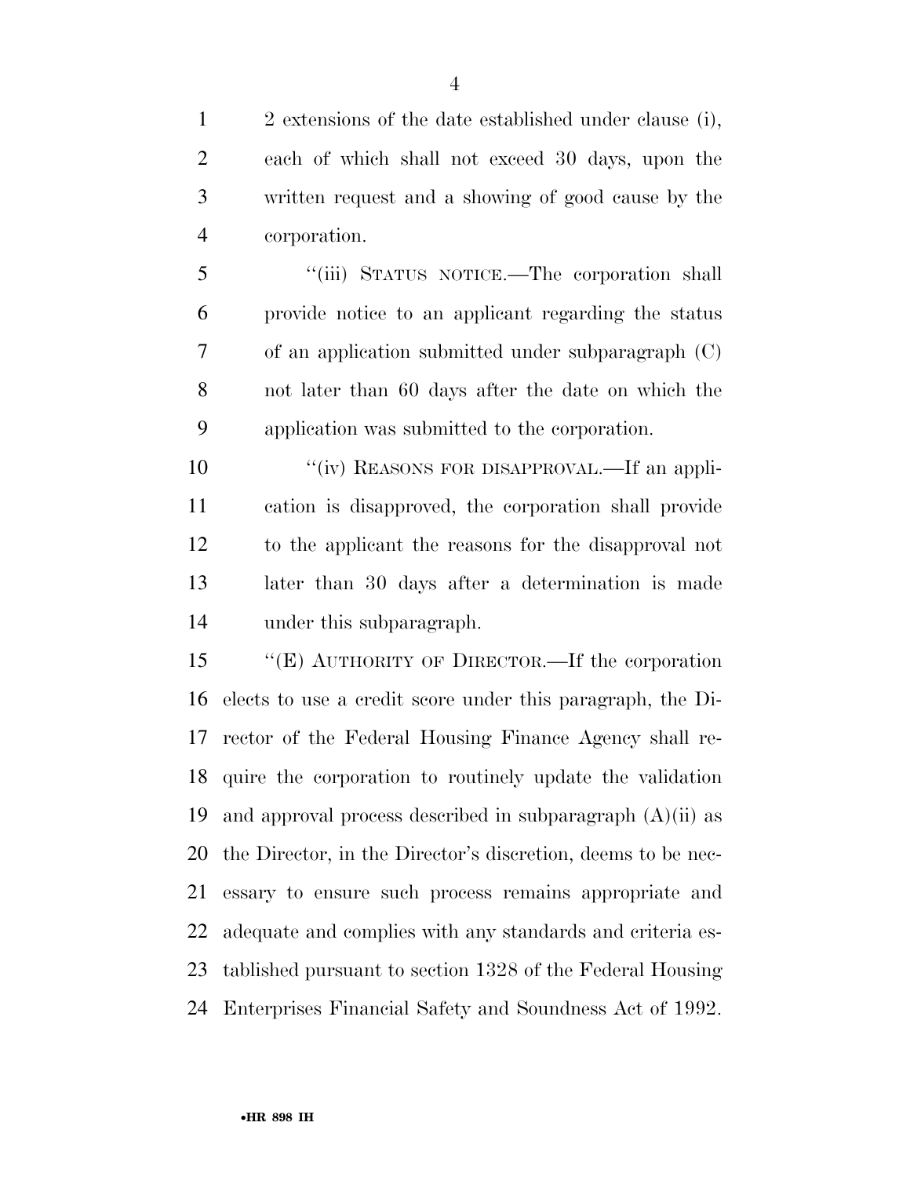2 extensions of the date established under clause (i), each of which shall not exceed 30 days, upon the written request and a showing of good cause by the corporation.

''(iii) STATUS NOTICE.—The corporation shall provide notice to an applicant regarding the status of an application submitted under subparagraph (C) not later than 60 days after the date on which the application was submitted to the corporation.

''(iv) REASONS FOR DISAPPROVAL.—If an application is disapproved, the corporation shall provide to the applicant the reasons for the disapproval not later than 30 days after a determination is made under this subparagraph.

''(E) AUTHORITY OF DIRECTOR.—If the corporation elects to use a credit score under this paragraph, the Director of the Federal Housing Finance Agency shall require the corporation to routinely update the validation and approval process described in subparagraph (A)(ii) as the Director, in the Director's discretion, deems to be necessary to ensure such process remains appropriate and adequate and complies with any standards and criteria established pursuant to section 1328 of the Federal Housing Enterprises Financial Safety and Soundness Act of 1992.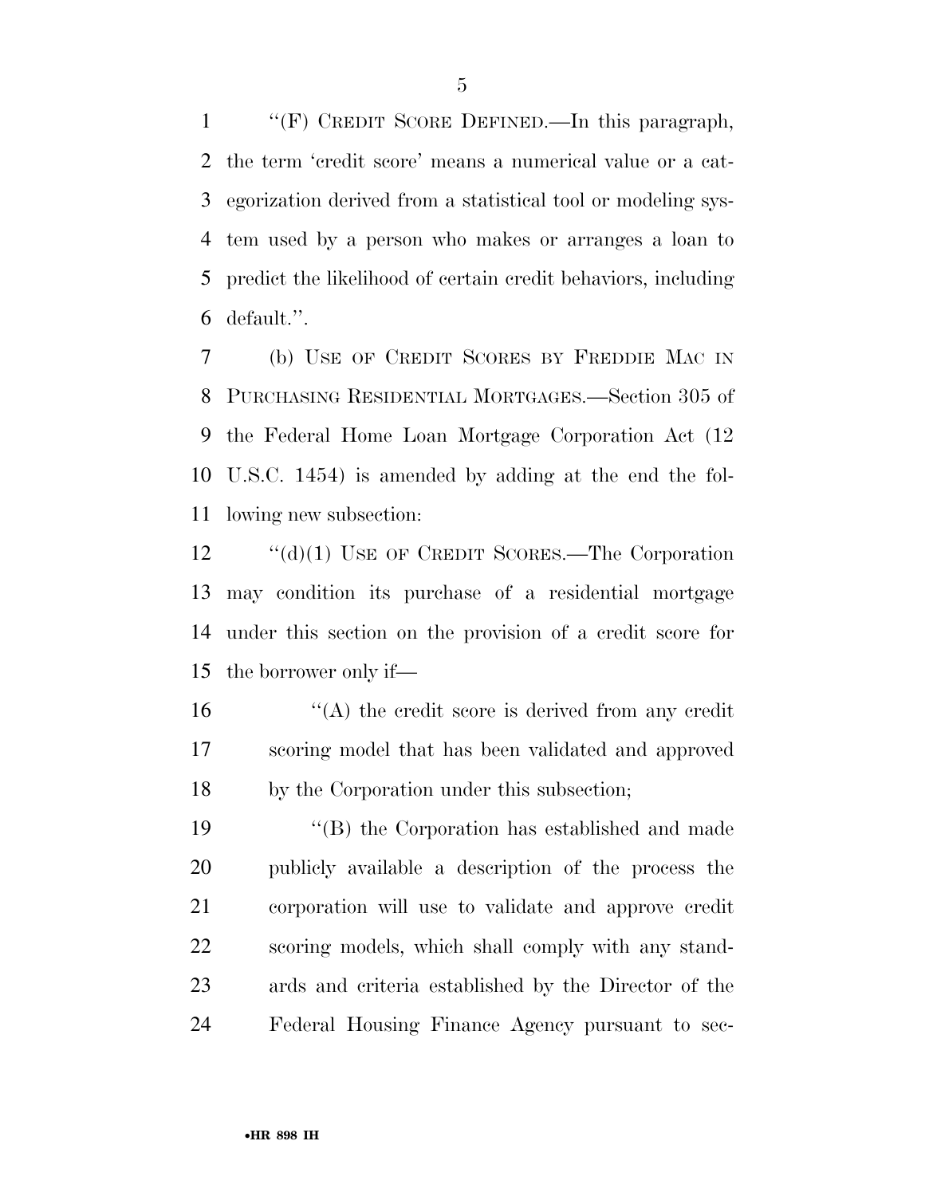"(F) CREDIT SCORE DEFINED.—In this paragraph, the term 'credit score' means a numerical value or a categorization derived from a statistical tool or modeling system used by a person who makes or arranges a loan to predict the likelihood of certain credit behaviors, including default.".

(b) USE OF CREDIT SCORES BY FREDDIE MAC IN PURCHASING RESIDENTIAL MORTGAGES.—Section 305 of the Federal Home Loan Mortgage Corporation Act (12 U.S.C. 1454) is amended by adding at the end the following new subsection:

"(d)(1) USE OF CREDIT SCORES.—The Corporation may condition its purchase of a residential mortgage under this section on the provision of a credit score for the borrower only if—

"(A) the credit score is derived from any credit scoring model that has been validated and approved by the Corporation under this subsection;

"(B) the Corporation has established and made publicly available a description of the process the corporation will use to validate and approve credit scoring models, which shall comply with any standards and criteria established by the Director of the Federal Housing Finance Agency pursuant to sec-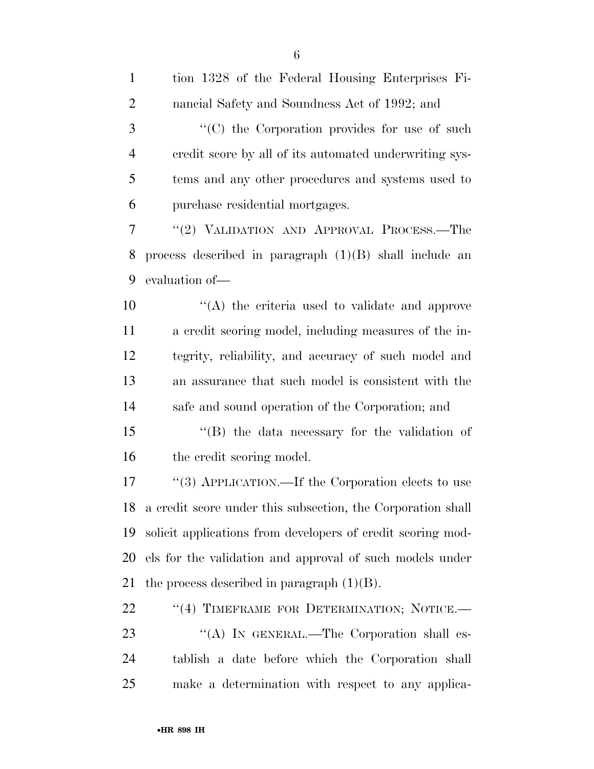tion 1328 of the Federal Housing Enterprises Financial Safety and Soundness Act of 1992; and

''(C) the Corporation provides for use of such credit score by all of its automated underwriting systems and any other procedures and systems used to purchase residential mortgages.

''(2) VALIDATION AND APPROVAL PROCESS.—The process described in paragraph (1)(B) shall include an evaluation of—

''(A) the criteria used to validate and approve a credit scoring model, including measures of the integrity, reliability, and accuracy of such model and an assurance that such model is consistent with the safe and sound operation of the Corporation; and

''(B) the data necessary for the validation of the credit scoring model.

''(3) APPLICATION.—If the Corporation elects to use a credit score under this subsection, the Corporation shall solicit applications from developers of credit scoring models for the validation and approval of such models under the process described in paragraph (1)(B).

''(4) TIMEFRAME FOR DETERMINATION; NOTICE.—

''(A) IN GENERAL.—The Corporation shall establish a date before which the Corporation shall make a determination with respect to any applica-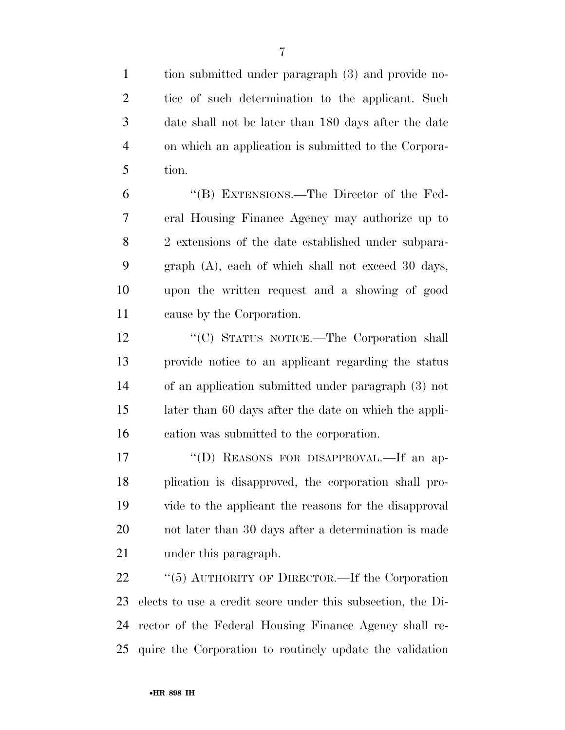tion submitted under paragraph (3) and provide notice of such determination to the applicant. Such date shall not be later than 180 days after the date on which an application is submitted to the Corporation.

''(B) EXTENSIONS.—The Director of the Federal Housing Finance Agency may authorize up to 2 extensions of the date established under subparagraph (A), each of which shall not exceed 30 days, upon the written request and a showing of good cause by the Corporation.

''(C) STATUS NOTICE.—The Corporation shall provide notice to an applicant regarding the status of an application submitted under paragraph (3) not later than 60 days after the date on which the application was submitted to the corporation.

''(D) REASONS FOR DISAPPROVAL.—If an application is disapproved, the corporation shall provide to the applicant the reasons for the disapproval not later than 30 days after a determination is made under this paragraph.

''(5) AUTHORITY OF DIRECTOR.—If the Corporation elects to use a credit score under this subsection, the Director of the Federal Housing Finance Agency shall require the Corporation to routinely update the validation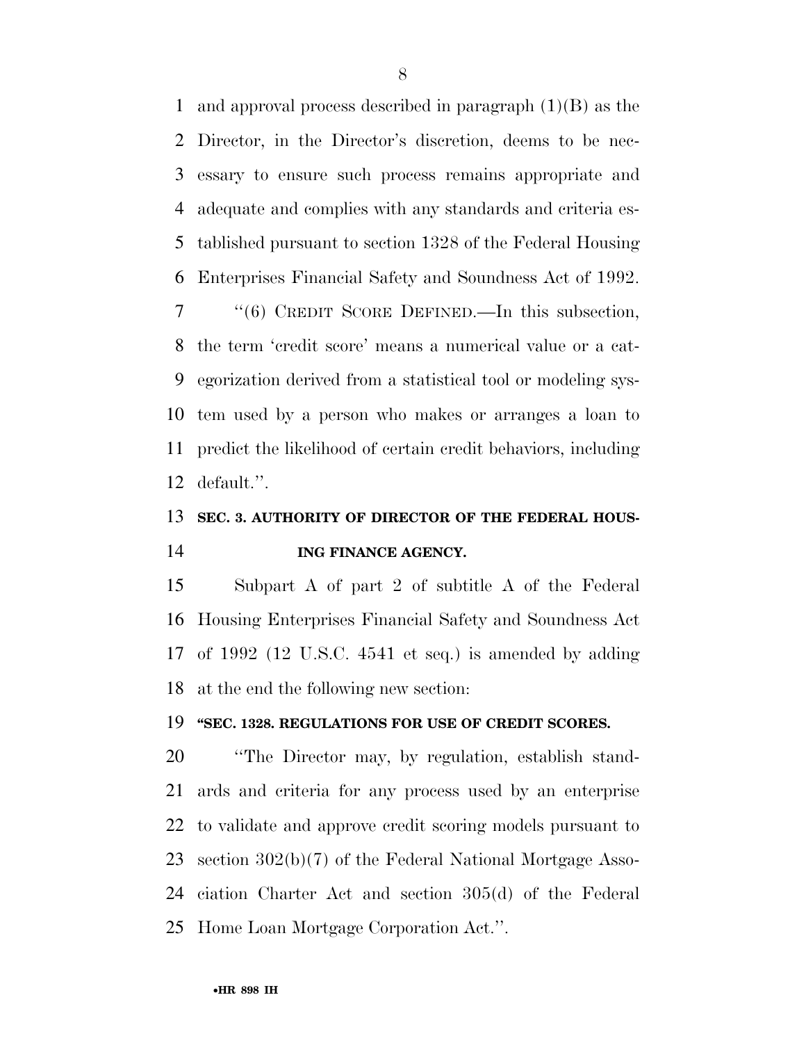and approval process described in paragraph (1)(B) as the Director, in the Director's discretion, deems to be necessary to ensure such process remains appropriate and adequate and complies with any standards and criteria established pursuant to section 1328 of the Federal Housing Enterprises Financial Safety and Soundness Act of 1992.

"(6) CREDIT SCORE DEFINED.—In this subsection, the term 'credit score' means a numerical value or a categorization derived from a statistical tool or modeling system used by a person who makes or arranges a loan to predict the likelihood of certain credit behaviors, including default.".

**SEC. 3. AUTHORITY OF DIRECTOR OF THE FEDERAL HOUSING FINANCE AGENCY.**

Subpart A of part 2 of subtitle A of the Federal Housing Enterprises Financial Safety and Soundness Act of 1992 (12 U.S.C. 4541 et seq.) is amended by adding at the end the following new section:

**"SEC. 1328. REGULATIONS FOR USE OF CREDIT SCORES.**

"The Director may, by regulation, establish standards and criteria for any process used by an enterprise to validate and approve credit scoring models pursuant to section 302(b)(7) of the Federal National Mortgage Association Charter Act and section 305(d) of the Federal Home Loan Mortgage Corporation Act.".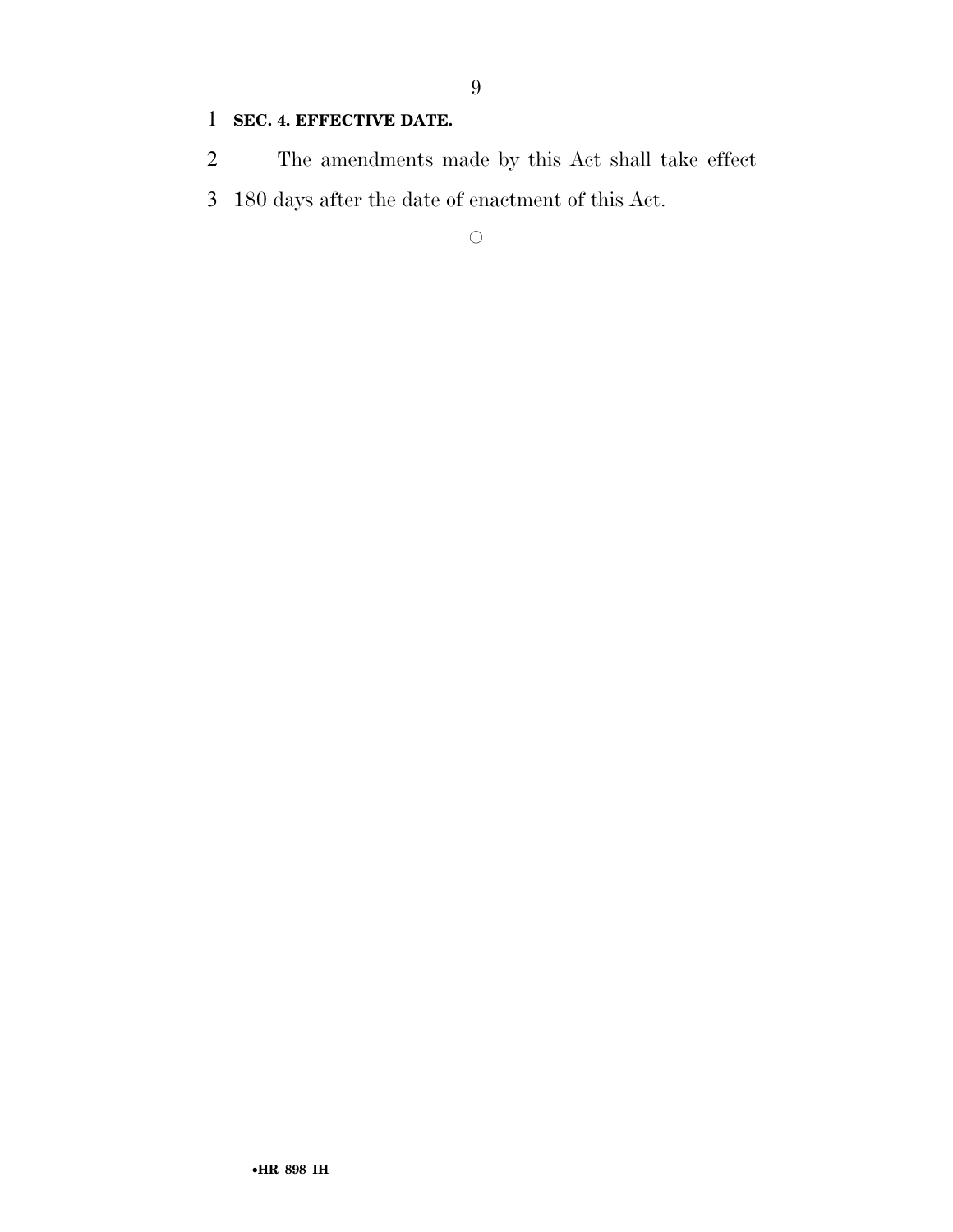**SEC. 4. EFFECTIVE DATE.**

The amendments made by this Act shall take effect 180 days after the date of enactment of this Act.

○